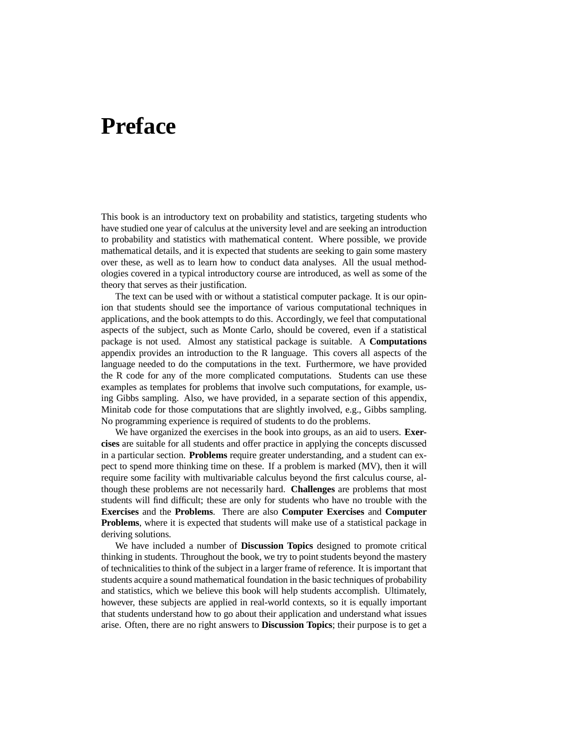# Preface

This book is an introductory text on probability and statistics, targeting students who have studied one year of calculus at the university level and are seeking an introduction to probability and statistics with mathematical content. Where possible, we provide mathematical details, and it is expected that students are seeking to gain some mastery over these, as well as to learn how to conduct data analyses. All the usual methodologies covered in a typical introductory course are introduced, as well as some of the theory that serves as their justification.

The text can be used with or without a statistical computer package. It is our opinion that students should see the importance of various computational techniques in applications, and the book attempts to do this. Accordingly, we feel that computational aspects of the subject, such as Monte Carlo, should be covered, even if a statistical package is not used. Almost any statistical package is suitable. A **Computations** appendix provides an introduction to the R language. This covers all aspects of the language needed to do the computations in the text. Furthermore, we have provided the R code for any of the more complicated computations. Students can use these examples as templates for problems that involve such computations, for example, using Gibbs sampling. Also, we have provided, in a separate section of this appendix, Minitab code for those computations that are slightly involved, e.g., Gibbs sampling. No programming experience is required of students to do the problems.

We have organized the exercises in the book into groups, as an aid to users. **Exercises** are suitable for all students and offer practice in applying the concepts discussed in a particular section. **Problems** require greater understanding, and a student can expect to spend more thinking time on these. If a problem is marked (MV), then it will require some facility with multivariable calculus beyond the first calculus course, although these problems are not necessarily hard. **Challenges** are problems that most students will find difficult; these are only for students who have no trouble with the **Exercises** and the **Problems**. There are also **Computer Exercises** and **Computer Problems**, where it is expected that students will make use of a statistical package in deriving solutions.

We have included a number of **Discussion Topics** designed to promote critical thinking in students. Throughout the book, we try to point students beyond the mastery of technicalities to think of the subject in a larger frame of reference. It is important that students acquire a sound mathematical foundation in the basic techniques of probability and statistics, which we believe this book will help students accomplish. Ultimately, however, these subjects are applied in real-world contexts, so it is equally important that students understand how to go about their application and understand what issues arise. Often, there are no right answers to **Discussion Topics**; their purpose is to get a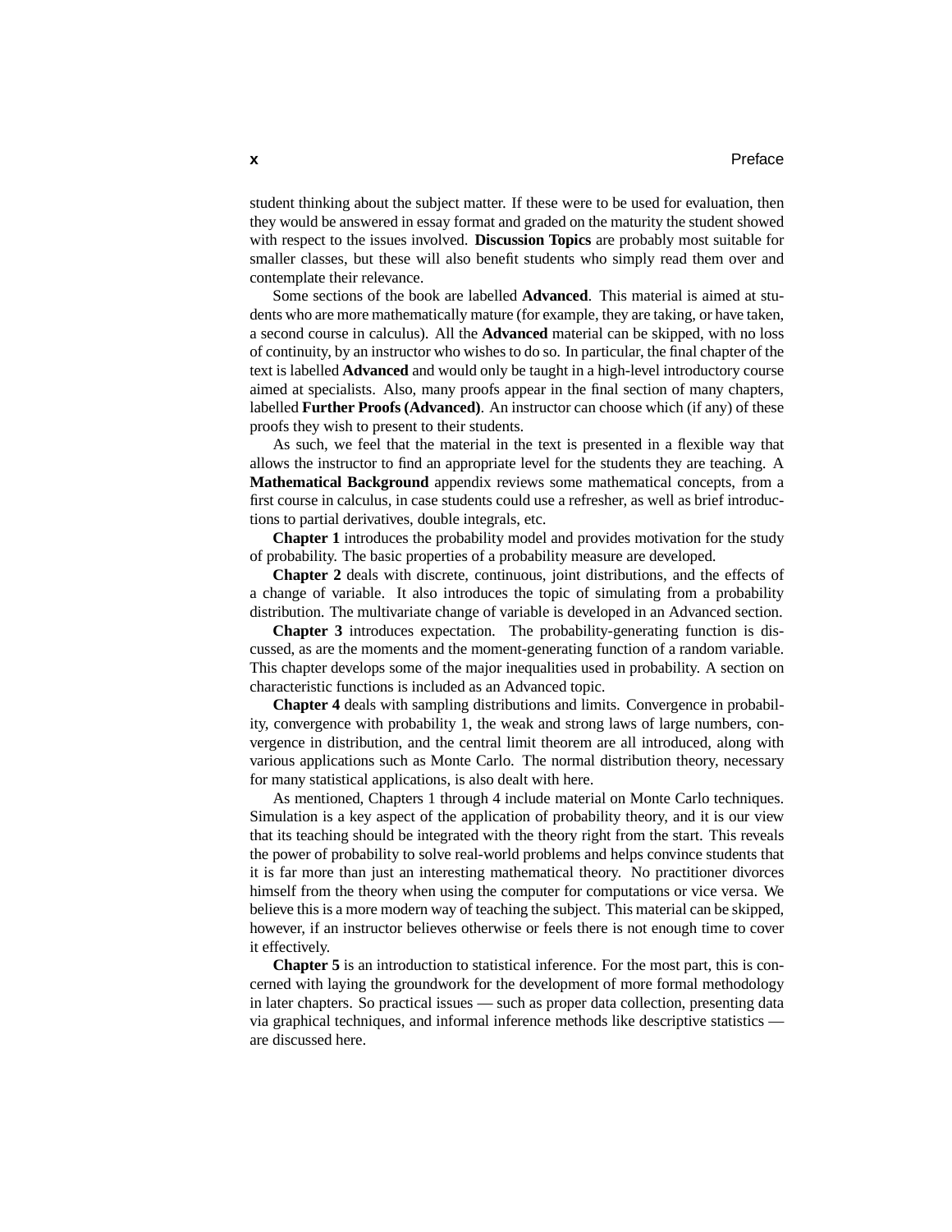student thinking about the subject matter. If these were to be used for evaluation, then they would be answered in essay format and graded on the maturity the student showed with respect to the issues involved. **Discussion Topics** are probably most suitable for smaller classes, but these will also benefit students who simply read them over and contemplate their relevance.

Some sections of the book are labelled **Advanced**. This material is aimed at students who are more mathematically mature (for example, they are taking, or have taken, a second course in calculus). All the **Advanced** material can be skipped, with no loss of continuity, by an instructor who wishes to do so. In particular, the final chapter of the text is labelled **Advanced** and would only be taught in a high-level introductory course aimed at specialists. Also, many proofs appear in the final section of many chapters, labelled **Further Proofs (Advanced)**. An instructor can choose which (if any) of these proofs they wish to present to their students.

As such, we feel that the material in the text is presented in a flexible way that allows the instructor to find an appropriate level for the students they are teaching. A **Mathematical Background** appendix reviews some mathematical concepts, from a first course in calculus, in case students could use a refresher, as well as brief introductions to partial derivatives, double integrals, etc.

**Chapter 1** introduces the probability model and provides motivation for the study of probability. The basic properties of a probability measure are developed.

**Chapter 2** deals with discrete, continuous, joint distributions, and the effects of a change of variable. It also introduces the topic of simulating from a probability distribution. The multivariate change of variable is developed in an Advanced section.

**Chapter 3** introduces expectation. The probability-generating function is discussed, as are the moments and the moment-generating function of a random variable. This chapter develops some of the major inequalities used in probability. A section on characteristic functions is included as an Advanced topic.

**Chapter 4** deals with sampling distributions and limits. Convergence in probability, convergence with probability 1, the weak and strong laws of large numbers, convergence in distribution, and the central limit theorem are all introduced, along with various applications such as Monte Carlo. The normal distribution theory, necessary for many statistical applications, is also dealt with here.

As mentioned, Chapters 1 through 4 include material on Monte Carlo techniques. Simulation is a key aspect of the application of probability theory, and it is our view that its teaching should be integrated with the theory right from the start. This reveals the power of probability to solve real-world problems and helps convince students that it is far more than just an interesting mathematical theory. No practitioner divorces himself from the theory when using the computer for computations or vice versa. We believe this is a more modern way of teaching the subject. This material can be skipped, however, if an instructor believes otherwise or feels there is not enough time to cover it effectively.

**Chapter 5** is an introduction to statistical inference. For the most part, this is concerned with laying the groundwork for the development of more formal methodology in later chapters. So practical issues — such as proper data collection, presenting data via graphical techniques, and informal inference methods like descriptive statistics — are discussed here.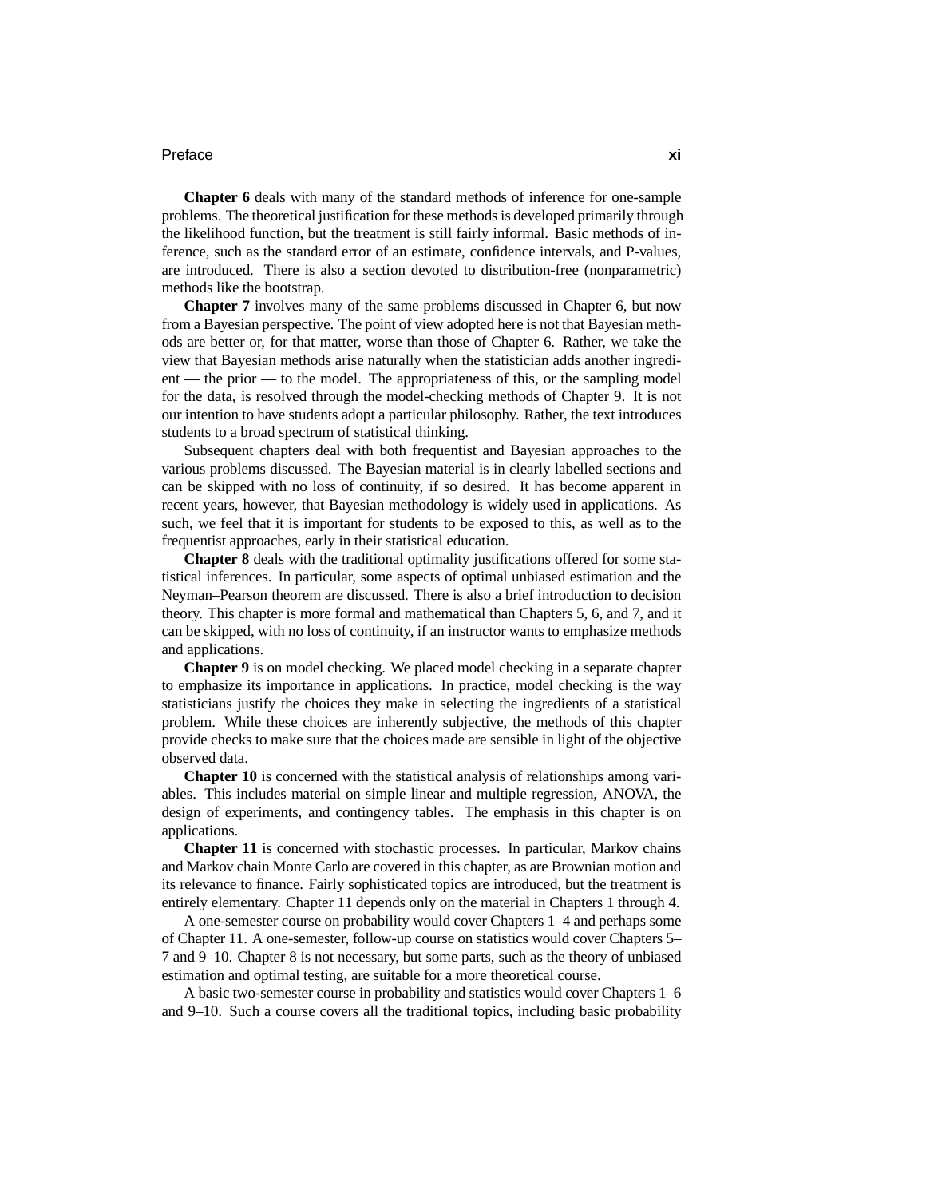**Chapter 6** deals with many of the standard methods of inference for one-sample problems. The theoretical justification for these methods is developed primarily through the likelihood function, but the treatment is still fairly informal. Basic methods of inference, such as the standard error of an estimate, confidence intervals, and P-values, are introduced. There is also a section devoted to distribution-free (nonparametric) methods like the bootstrap.

**Chapter 7** involves many of the same problems discussed in Chapter 6, but now from a Bayesian perspective. The point of view adopted here is not that Bayesian methods are better or, for that matter, worse than those of Chapter 6. Rather, we take the view that Bayesian methods arise naturally when the statistician adds another ingredient — the prior — to the model. The appropriateness of this, or the sampling model for the data, is resolved through the model-checking methods of Chapter 9. It is not our intention to have students adopt a particular philosophy. Rather, the text introduces students to a broad spectrum of statistical thinking.

Subsequent chapters deal with both frequentist and Bayesian approaches to the various problems discussed. The Bayesian material is in clearly labelled sections and can be skipped with no loss of continuity, if so desired. It has become apparent in recent years, however, that Bayesian methodology is widely used in applications. As such, we feel that it is important for students to be exposed to this, as well as to the frequentist approaches, early in their statistical education.

**Chapter 8** deals with the traditional optimality justifications offered for some statistical inferences. In particular, some aspects of optimal unbiased estimation and the Neyman–Pearson theorem are discussed. There is also a brief introduction to decision theory. This chapter is more formal and mathematical than Chapters 5, 6, and 7, and it can be skipped, with no loss of continuity, if an instructor wants to emphasize methods and applications.

**Chapter 9** is on model checking. We placed model checking in a separate chapter to emphasize its importance in applications. In practice, model checking is the way statisticians justify the choices they make in selecting the ingredients of a statistical problem. While these choices are inherently subjective, the methods of this chapter provide checks to make sure that the choices made are sensible in light of the objective observed data.

**Chapter 10** is concerned with the statistical analysis of relationships among variables. This includes material on simple linear and multiple regression, ANOVA, the design of experiments, and contingency tables. The emphasis in this chapter is on applications.

**Chapter 11** is concerned with stochastic processes. In particular, Markov chains and Markov chain Monte Carlo are covered in this chapter, as are Brownian motion and its relevance to finance. Fairly sophisticated topics are introduced, but the treatment is entirely elementary. Chapter 11 depends only on the material in Chapters 1 through 4.

A one-semester course on probability would cover Chapters 1–4 and perhaps some of Chapter 11. A one-semester, follow-up course on statistics would cover Chapters 5–7 and 9–10. Chapter 8 is not necessary, but some parts, such as the theory of unbiased estimation and optimal testing, are suitable for a more theoretical course.

A basic two-semester course in probability and statistics would cover Chapters 1–6 and 9–10. Such a course covers all the traditional topics, including basic probability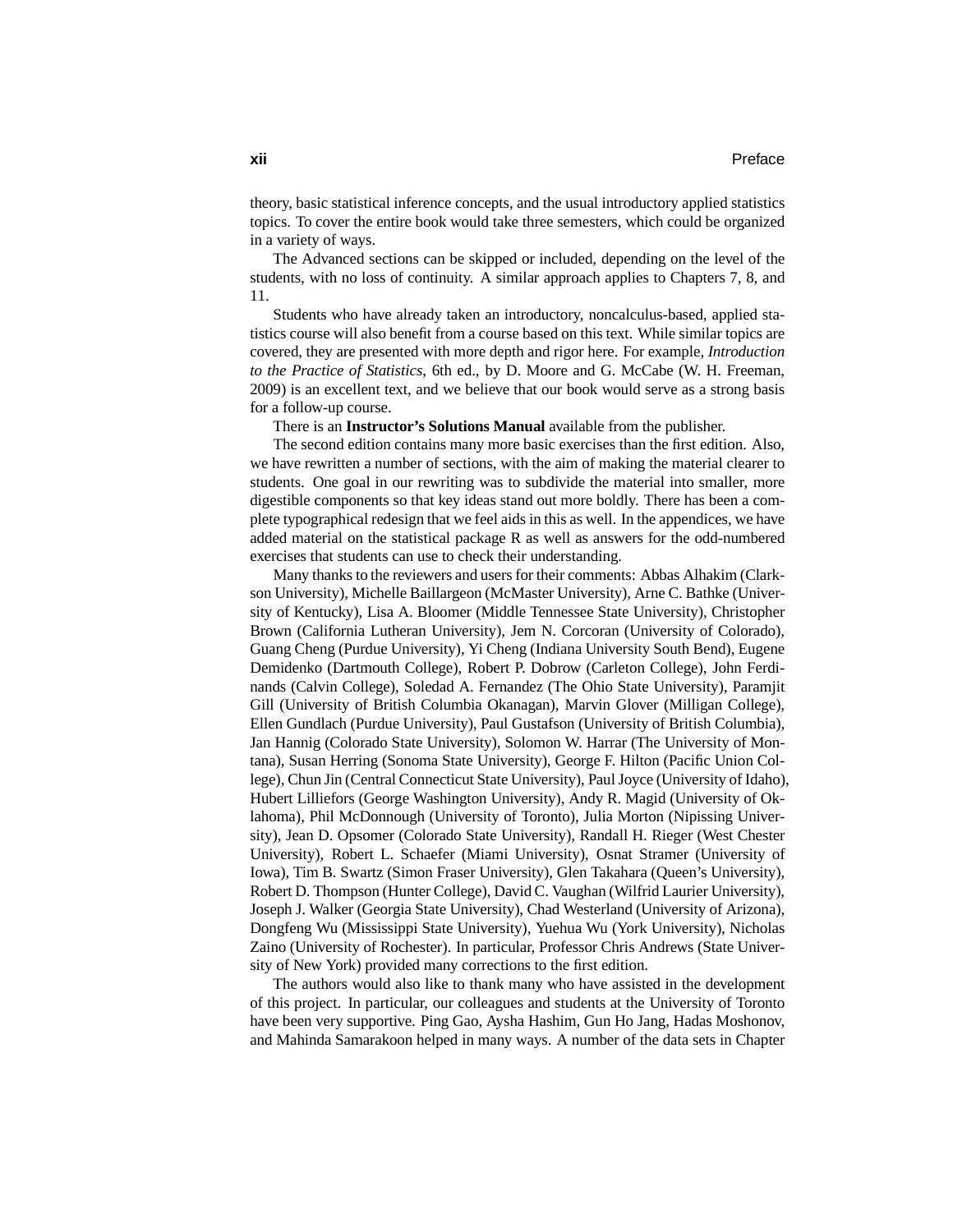theory, basic statistical inference concepts, and the usual introductory applied statistics topics. To cover the entire book would take three semesters, which could be organized in a variety of ways.

The Advanced sections can be skipped or included, depending on the level of the students, with no loss of continuity. A similar approach applies to Chapters 7, 8, and 11.

Students who have already taken an introductory, noncalculus-based, applied statistics course will also benefit from a course based on this text. While similar topics are covered, they are presented with more depth and rigor here. For example, *Introduction to the Practice of Statistics*, 6th ed., by D. Moore and G. McCabe (W. H. Freeman, 2009) is an excellent text, and we believe that our book would serve as a strong basis for a follow-up course.

There is an **Instructor's Solutions Manual** available from the publisher.

The second edition contains many more basic exercises than the first edition. Also, we have rewritten a number of sections, with the aim of making the material clearer to students. One goal in our rewriting was to subdivide the material into smaller, more digestible components so that key ideas stand out more boldly. There has been a complete typographical redesign that we feel aids in this as well. In the appendices, we have added material on the statistical package R as well as answers for the odd-numbered exercises that students can use to check their understanding.

Many thanks to the reviewers and users for their comments: Abbas Alhakim (Clarkson University), Michelle Baillargeon (McMaster University), Arne C. Bathke (University of Kentucky), Lisa A. Bloomer (Middle Tennessee State University), Christopher Brown (California Lutheran University), Jem N. Corcoran (University of Colorado), Guang Cheng (Purdue University), Yi Cheng (Indiana University South Bend), Eugene Demidenko (Dartmouth College), Robert P. Dobrow (Carleton College), John Ferdinands (Calvin College), Soledad A. Fernandez (The Ohio State University), Paramjit Gill (University of British Columbia Okanagan), Marvin Glover (Milligan College), Ellen Gundlach (Purdue University), Paul Gustafson (University of British Columbia), Jan Hannig (Colorado State University), Solomon W. Harrar (The University of Montana), Susan Herring (Sonoma State University), George F. Hilton (Pacific Union College), Chun Jin (Central Connecticut State University), Paul Joyce (University of Idaho), Hubert Lilliefors (George Washington University), Andy R. Magid (University of Oklahoma), Phil McDonnough (University of Toronto), Julia Morton (Nipissing University), Jean D. Opsomer (Colorado State University), Randall H. Rieger (West Chester University), Robert L. Schaefer (Miami University), Osnat Stramer (University of Iowa), Tim B. Swartz (Simon Fraser University), Glen Takahara (Queen's University), Robert D. Thompson (Hunter College), David C. Vaughan (Wilfrid Laurier University), Joseph J. Walker (Georgia State University), Chad Westerland (University of Arizona), Dongfeng Wu (Mississippi State University), Yuehua Wu (York University), Nicholas Zaino (University of Rochester). In particular, Professor Chris Andrews (State University of New York) provided many corrections to the first edition.

The authors would also like to thank many who have assisted in the development of this project. In particular, our colleagues and students at the University of Toronto have been very supportive. Ping Gao, Aysha Hashim, Gun Ho Jang, Hadas Moshonov, and Mahinda Samarakoon helped in many ways. A number of the data sets in Chapter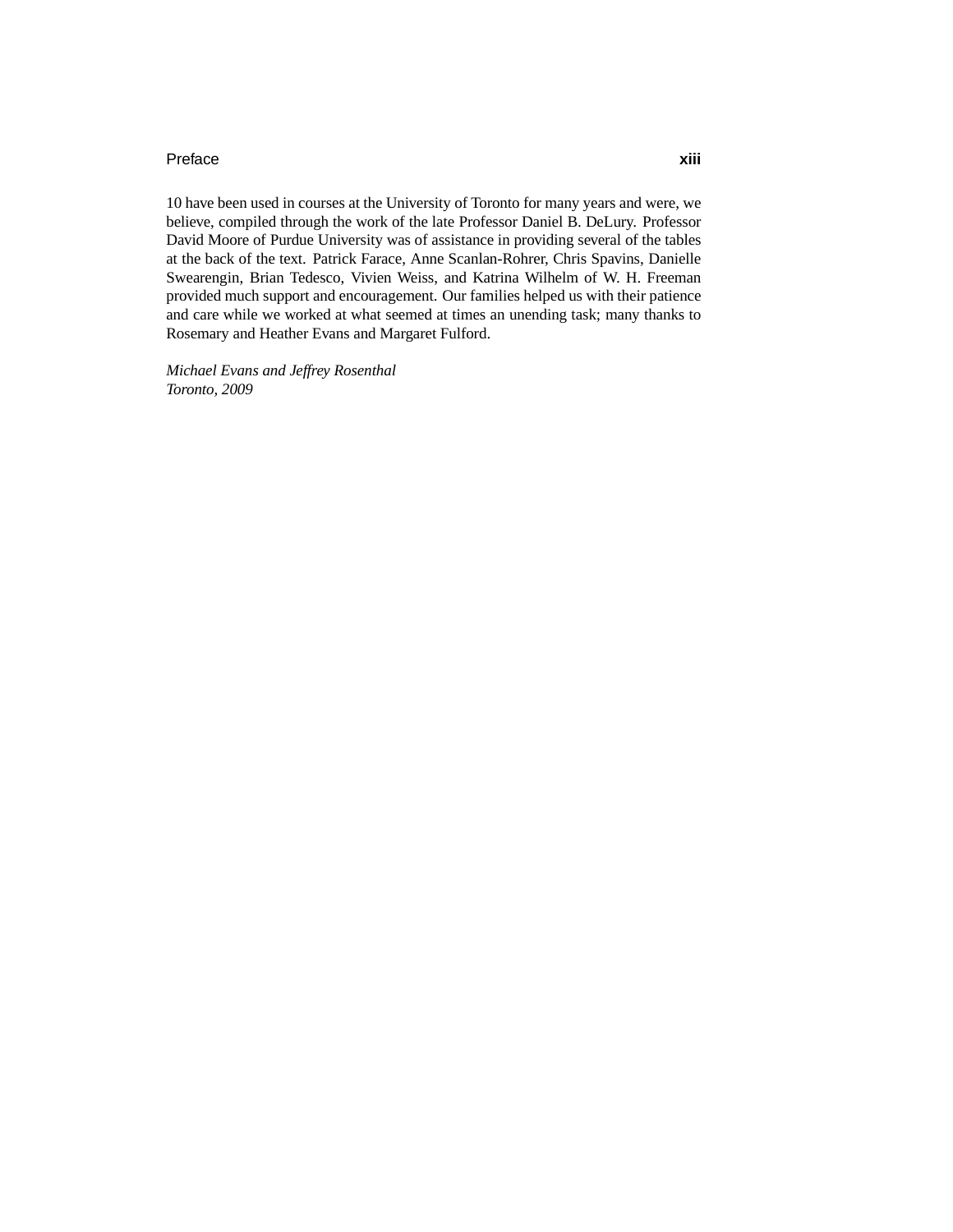10 have been used in courses at the University of Toronto for many years and were, we believe, compiled through the work of the late Professor Daniel B. DeLury. Professor David Moore of Purdue University was of assistance in providing several of the tables at the back of the text. Patrick Farace, Anne Scanlan-Rohrer, Chris Spavins, Danielle Swearengin, Brian Tedesco, Vivien Weiss, and Katrina Wilhelm of W. H. Freeman provided much support and encouragement. Our families helped us with their patience and care while we worked at what seemed at times an unending task; many thanks to Rosemary and Heather Evans and Margaret Fulford.

*Michael Evans and Jeffrey Rosenthal*
*Toronto, 2009*